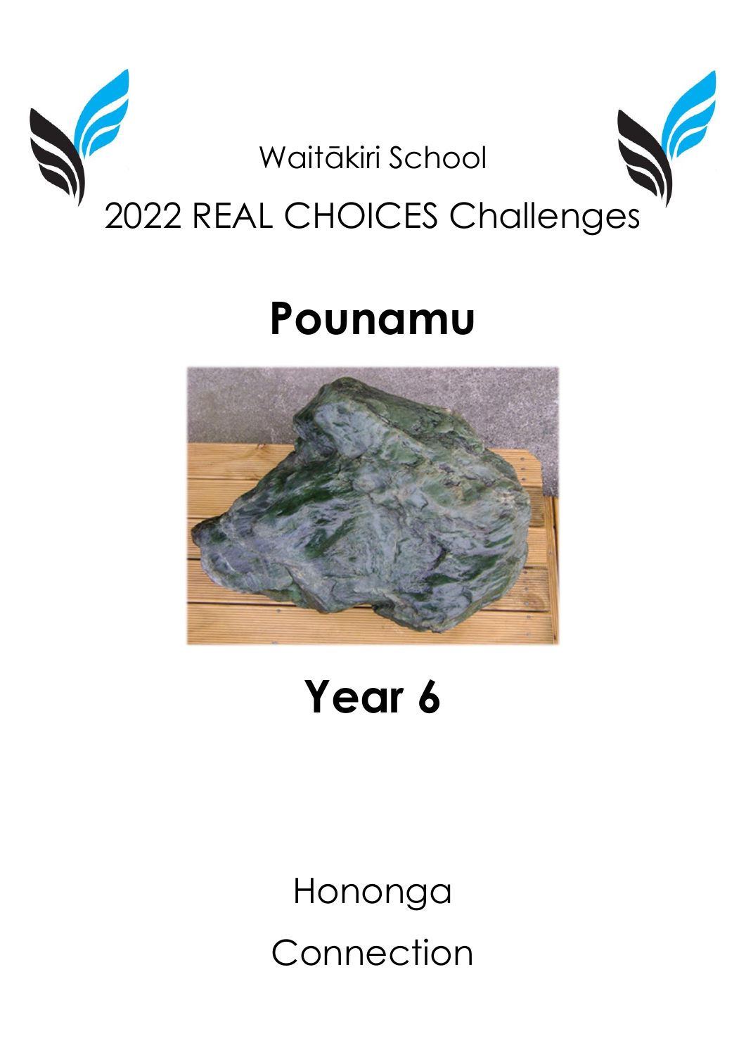Waitākiri School

2022 REAL CHOICES Challenges

# Pounamu

# Year 6

Hononga

Connection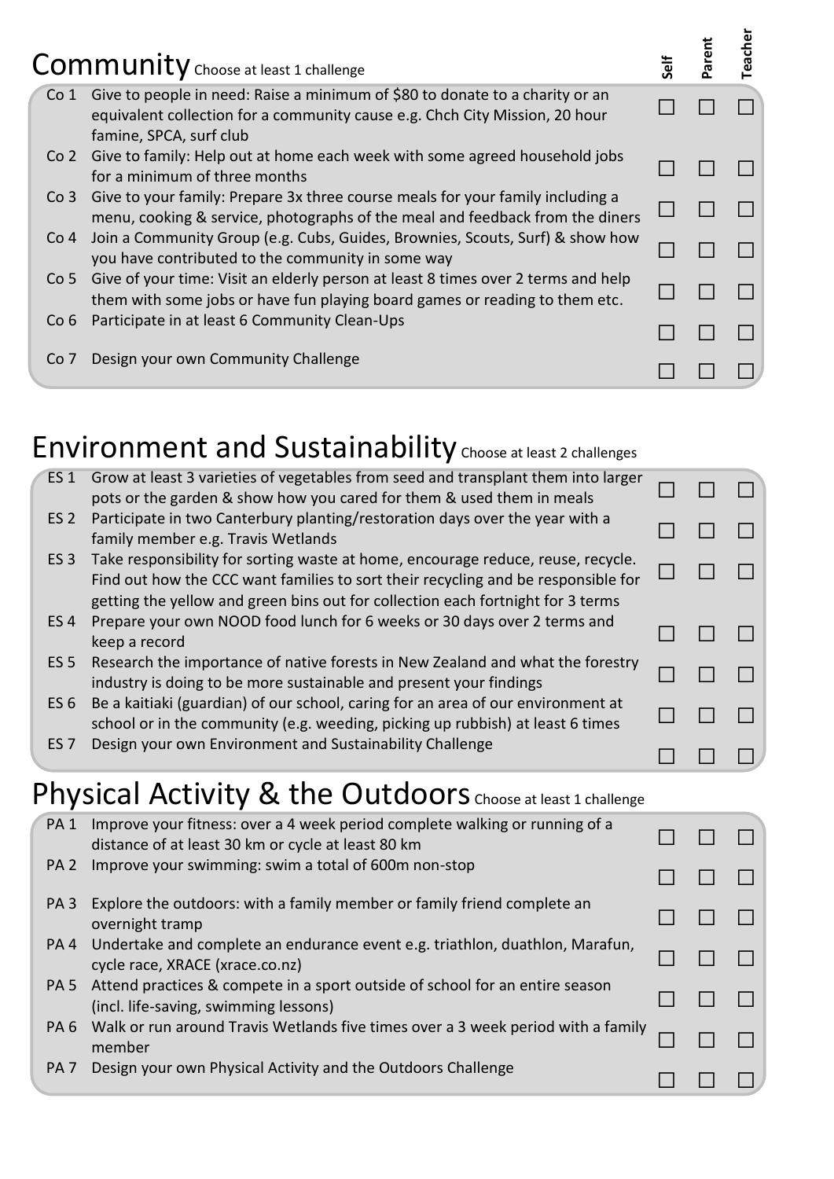## Community *Choose at least 1 challenge*

| | Challenge | Self | Parent | Teacher |
|---|---|---|---|---|
| Co 1 | Give to people in need: Raise a minimum of $80 to donate to a charity or an equivalent collection for a community cause e.g. Chch City Mission, 20 hour famine, SPCA, surf club | ☐ | ☐ | ☐ |
| Co 2 | Give to family: Help out at home each week with some agreed household jobs for a minimum of three months | ☐ | ☐ | ☐ |
| Co 3 | Give to your family: Prepare 3x three course meals for your family including a menu, cooking & service, photographs of the meal and feedback from the diners | ☐ | ☐ | ☐ |
| Co 4 | Join a Community Group (e.g. Cubs, Guides, Brownies, Scouts, Surf) & show how you have contributed to the community in some way | ☐ | ☐ | ☐ |
| Co 5 | Give of your time: Visit an elderly person at least 8 times over 2 terms and help them with some jobs or have fun playing board games or reading to them etc. | ☐ | ☐ | ☐ |
| Co 6 | Participate in at least 6 Community Clean-Ups | ☐ | ☐ | ☐ |
| Co 7 | Design your own Community Challenge | ☐ | ☐ | ☐ |

## Environment and Sustainability *Choose at least 2 challenges*

| | Challenge | Self | Parent | Teacher |
|---|---|---|---|---|
| ES 1 | Grow at least 3 varieties of vegetables from seed and transplant them into larger pots or the garden & show how you cared for them & used them in meals | ☐ | ☐ | ☐ |
| ES 2 | Participate in two Canterbury planting/restoration days over the year with a family member e.g. Travis Wetlands | ☐ | ☐ | ☐ |
| ES 3 | Take responsibility for sorting waste at home, encourage reduce, reuse, recycle. Find out how the CCC want families to sort their recycling and be responsible for getting the yellow and green bins out for collection each fortnight for 3 terms | ☐ | ☐ | ☐ |
| ES 4 | Prepare your own NOOD food lunch for 6 weeks or 30 days over 2 terms and keep a record | ☐ | ☐ | ☐ |
| ES 5 | Research the importance of native forests in New Zealand and what the forestry industry is doing to be more sustainable and present your findings | ☐ | ☐ | ☐ |
| ES 6 | Be a kaitiaki (guardian) of our school, caring for an area of our environment at school or in the community (e.g. weeding, picking up rubbish) at least 6 times | ☐ | ☐ | ☐ |
| ES 7 | Design your own Environment and Sustainability Challenge | ☐ | ☐ | ☐ |

## Physical Activity & the Outdoors *Choose at least 1 challenge*

| | Challenge | Self | Parent | Teacher |
|---|---|---|---|---|
| PA 1 | Improve your fitness: over a 4 week period complete walking or running of a distance of at least 30 km or cycle at least 80 km | ☐ | ☐ | ☐ |
| PA 2 | Improve your swimming: swim a total of 600m non-stop | ☐ | ☐ | ☐ |
| PA 3 | Explore the outdoors: with a family member or family friend complete an overnight tramp | ☐ | ☐ | ☐ |
| PA 4 | Undertake and complete an endurance event e.g. triathlon, duathlon, Marafun, cycle race, XRACE (xrace.co.nz) | ☐ | ☐ | ☐ |
| PA 5 | Attend practices & compete in a sport outside of school for an entire season (incl. life-saving, swimming lessons) | ☐ | ☐ | ☐ |
| PA 6 | Walk or run around Travis Wetlands five times over a 3 week period with a family member | ☐ | ☐ | ☐ |
| PA 7 | Design your own Physical Activity and the Outdoors Challenge | ☐ | ☐ | ☐ |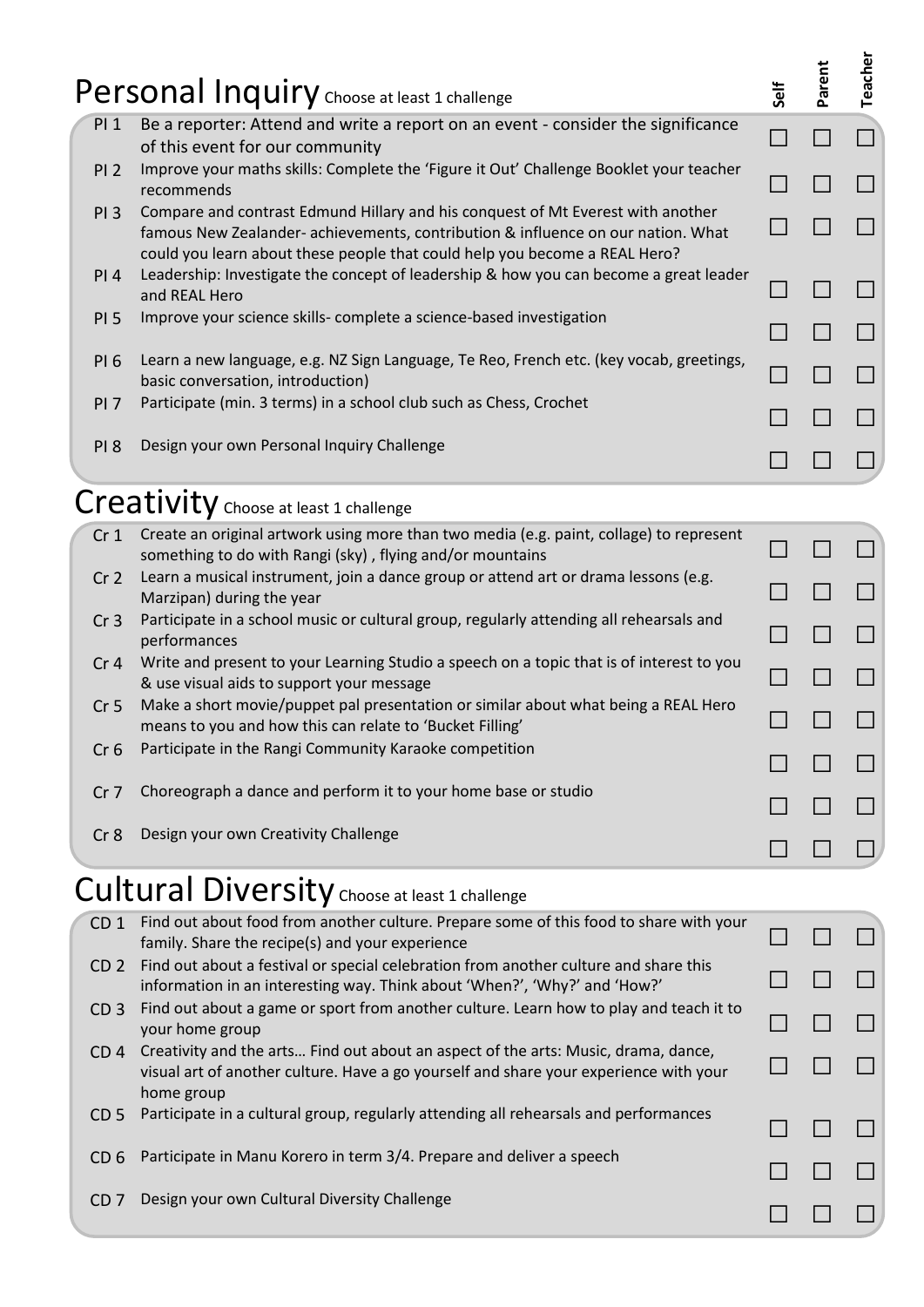## Personal Inquiry *Choose at least 1 challenge*

| | Challenge | Self | Parent | Teacher |
|---|---|---|---|---|
| PI 1 | Be a reporter: Attend and write a report on an event - consider the significance of this event for our community | ☐ | ☐ | ☐ |
| PI 2 | Improve your maths skills: Complete the 'Figure it Out' Challenge Booklet your teacher recommends | ☐ | ☐ | ☐ |
| PI 3 | Compare and contrast Edmund Hillary and his conquest of Mt Everest with another famous New Zealander- achievements, contribution & influence on our nation. What could you learn about these people that could help you become a REAL Hero? | ☐ | ☐ | ☐ |
| PI 4 | Leadership: Investigate the concept of leadership & how you can become a great leader and REAL Hero | ☐ | ☐ | ☐ |
| PI 5 | Improve your science skills- complete a science-based investigation | ☐ | ☐ | ☐ |
| PI 6 | Learn a new language, e.g. NZ Sign Language, Te Reo, French etc. (key vocab, greetings, basic conversation, introduction) | ☐ | ☐ | ☐ |
| PI 7 | Participate (min. 3 terms) in a school club such as Chess, Crochet | ☐ | ☐ | ☐ |
| PI 8 | Design your own Personal Inquiry Challenge | ☐ | ☐ | ☐ |

## Creativity *Choose at least 1 challenge*

| | Challenge | Self | Parent | Teacher |
|---|---|---|---|---|
| Cr 1 | Create an original artwork using more than two media (e.g. paint, collage) to represent something to do with Rangi (sky) , flying and/or mountains | ☐ | ☐ | ☐ |
| Cr 2 | Learn a musical instrument, join a dance group or attend art or drama lessons (e.g. Marzipan) during the year | ☐ | ☐ | ☐ |
| Cr 3 | Participate in a school music or cultural group, regularly attending all rehearsals and performances | ☐ | ☐ | ☐ |
| Cr 4 | Write and present to your Learning Studio a speech on a topic that is of interest to you & use visual aids to support your message | ☐ | ☐ | ☐ |
| Cr 5 | Make a short movie/puppet pal presentation or similar about what being a REAL Hero means to you and how this can relate to 'Bucket Filling' | ☐ | ☐ | ☐ |
| Cr 6 | Participate in the Rangi Community Karaoke competition | ☐ | ☐ | ☐ |
| Cr 7 | Choreograph a dance and perform it to your home base or studio | ☐ | ☐ | ☐ |
| Cr 8 | Design your own Creativity Challenge | ☐ | ☐ | ☐ |

## Cultural Diversity *Choose at least 1 challenge*

| | Challenge | Self | Parent | Teacher |
|---|---|---|---|---|
| CD 1 | Find out about food from another culture. Prepare some of this food to share with your family. Share the recipe(s) and your experience | ☐ | ☐ | ☐ |
| CD 2 | Find out about a festival or special celebration from another culture and share this information in an interesting way. Think about 'When?', 'Why?' and 'How?' | ☐ | ☐ | ☐ |
| CD 3 | Find out about a game or sport from another culture. Learn how to play and teach it to your home group | ☐ | ☐ | ☐ |
| CD 4 | Creativity and the arts… Find out about an aspect of the arts: Music, drama, dance, visual art of another culture. Have a go yourself and share your experience with your home group | ☐ | ☐ | ☐ |
| CD 5 | Participate in a cultural group, regularly attending all rehearsals and performances | ☐ | ☐ | ☐ |
| CD 6 | Participate in Manu Korero in term 3/4. Prepare and deliver a speech | ☐ | ☐ | ☐ |
| CD 7 | Design your own Cultural Diversity Challenge | ☐ | ☐ | ☐ |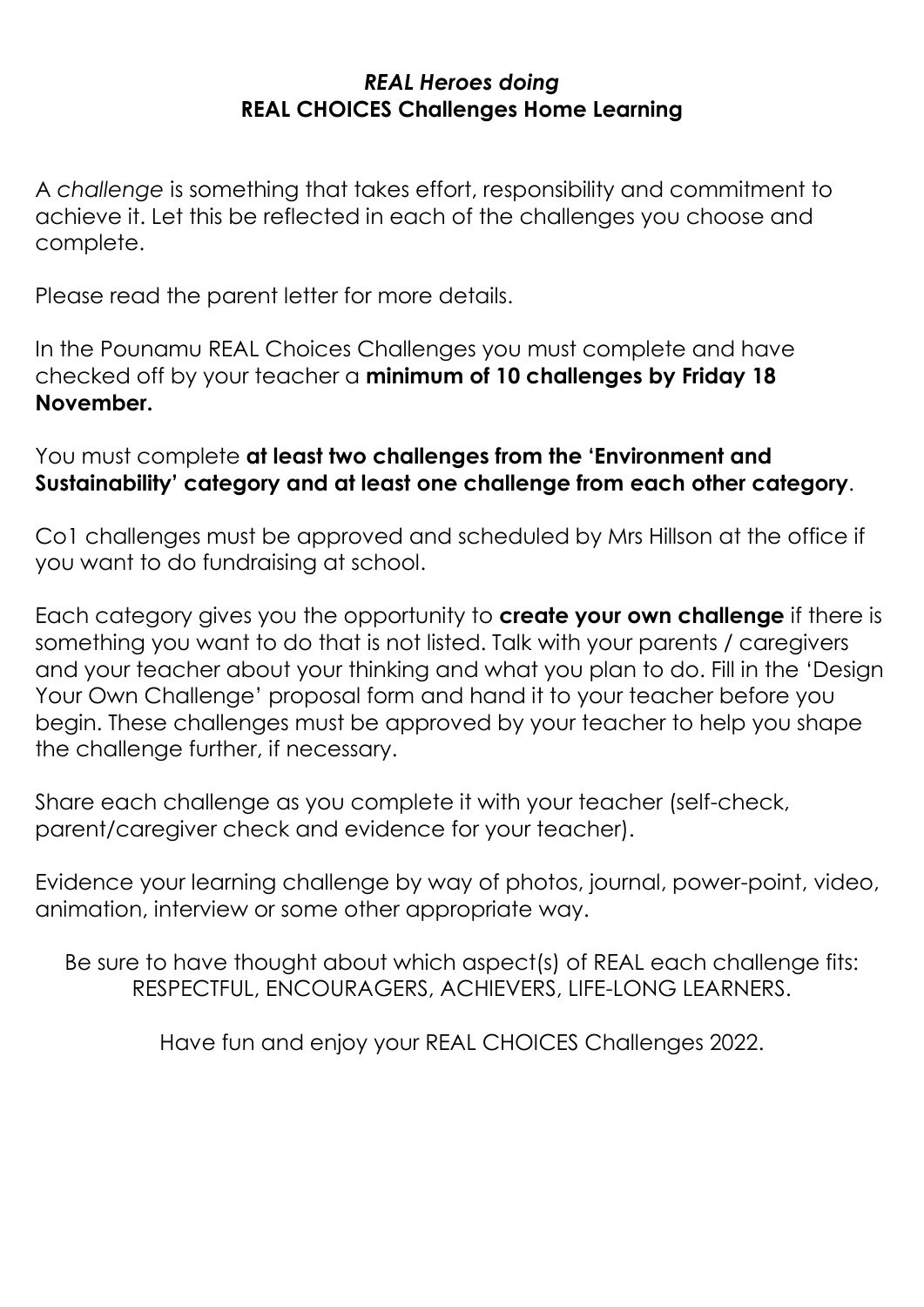## *REAL Heroes doing*
## REAL CHOICES Challenges Home Learning

A *challenge* is something that takes effort, responsibility and commitment to achieve it. Let this be reflected in each of the challenges you choose and complete.

Please read the parent letter for more details.

In the Pounamu REAL Choices Challenges you must complete and have checked off by your teacher a **minimum of 10 challenges by Friday 18 November.**

You must complete **at least two challenges from the 'Environment and Sustainability' category and at least one challenge from each other category**.

Co1 challenges must be approved and scheduled by Mrs Hillson at the office if you want to do fundraising at school.

Each category gives you the opportunity to **create your own challenge** if there is something you want to do that is not listed. Talk with your parents / caregivers and your teacher about your thinking and what you plan to do. Fill in the 'Design Your Own Challenge' proposal form and hand it to your teacher before you begin. These challenges must be approved by your teacher to help you shape the challenge further, if necessary.

Share each challenge as you complete it with your teacher (self-check, parent/caregiver check and evidence for your teacher).

Evidence your learning challenge by way of photos, journal, power-point, video, animation, interview or some other appropriate way.

Be sure to have thought about which aspect(s) of REAL each challenge fits: RESPECTFUL, ENCOURAGERS, ACHIEVERS, LIFE-LONG LEARNERS.

Have fun and enjoy your REAL CHOICES Challenges 2022.